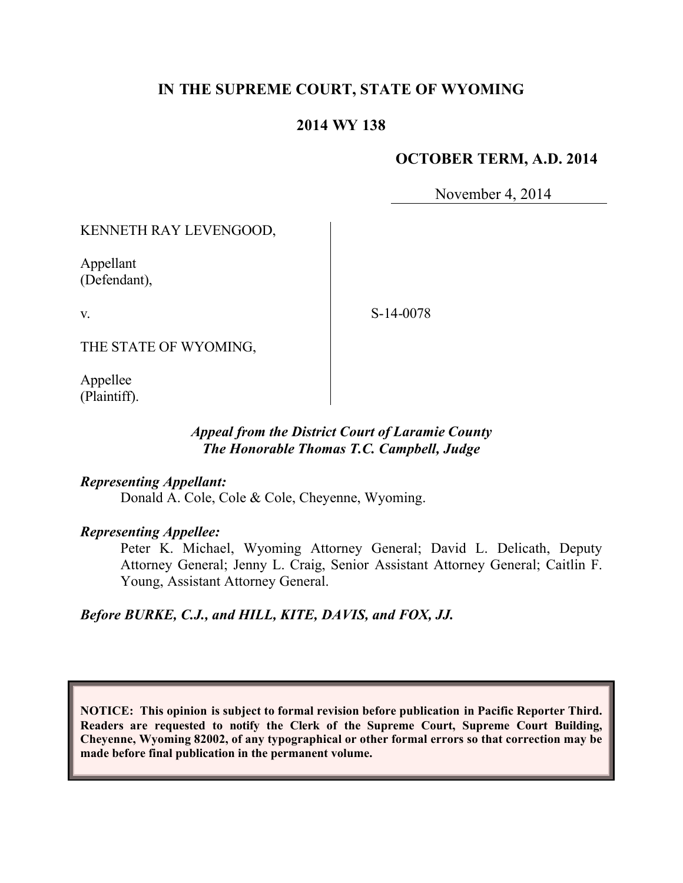# IN THE SUPREME COURT, STATE OF WYOMING

## 2014 WY 138

**OCTOBER TERM, A.D. 2014**

November 4, 2014

KENNETH RAY LEVENGOOD,

Appellant
(Defendant),

v.

S-14-0078

THE STATE OF WYOMING,

Appellee
(Plaintiff).

*Appeal from the District Court of Laramie County*
*The Honorable Thomas T.C. Campbell, Judge*

***Representing Appellant:***

Donald A. Cole, Cole & Cole, Cheyenne, Wyoming.

***Representing Appellee:***

Peter K. Michael, Wyoming Attorney General; David L. Delicath, Deputy Attorney General; Jenny L. Craig, Senior Assistant Attorney General; Caitlin F. Young, Assistant Attorney General.

***Before BURKE, C.J., and HILL, KITE, DAVIS, and FOX, JJ.***

**NOTICE: This opinion is subject to formal revision before publication in Pacific Reporter Third. Readers are requested to notify the Clerk of the Supreme Court, Supreme Court Building, Cheyenne, Wyoming 82002, of any typographical or other formal errors so that correction may be made before final publication in the permanent volume.**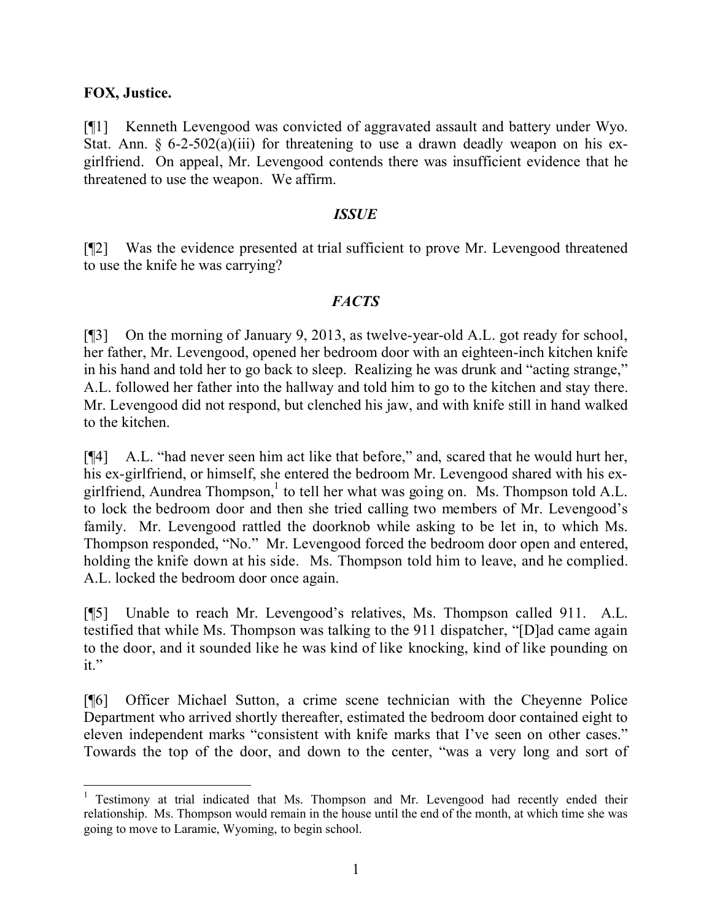**FOX, Justice.**

[¶1] Kenneth Levengood was convicted of aggravated assault and battery under Wyo. Stat. Ann. § 6-2-502(a)(iii) for threatening to use a drawn deadly weapon on his ex-girlfriend. On appeal, Mr. Levengood contends there was insufficient evidence that he threatened to use the weapon. We affirm.

## *ISSUE*

[¶2] Was the evidence presented at trial sufficient to prove Mr. Levengood threatened to use the knife he was carrying?

## *FACTS*

[¶3] On the morning of January 9, 2013, as twelve-year-old A.L. got ready for school, her father, Mr. Levengood, opened her bedroom door with an eighteen-inch kitchen knife in his hand and told her to go back to sleep. Realizing he was drunk and "acting strange," A.L. followed her father into the hallway and told him to go to the kitchen and stay there. Mr. Levengood did not respond, but clenched his jaw, and with knife still in hand walked to the kitchen.

[¶4] A.L. "had never seen him act like that before," and, scared that he would hurt her, his ex-girlfriend, or himself, she entered the bedroom Mr. Levengood shared with his ex-girlfriend, Aundrea Thompson,[1] to tell her what was going on. Ms. Thompson told A.L. to lock the bedroom door and then she tried calling two members of Mr. Levengood's family. Mr. Levengood rattled the doorknob while asking to be let in, to which Ms. Thompson responded, "No." Mr. Levengood forced the bedroom door open and entered, holding the knife down at his side. Ms. Thompson told him to leave, and he complied. A.L. locked the bedroom door once again.

[¶5] Unable to reach Mr. Levengood's relatives, Ms. Thompson called 911. A.L. testified that while Ms. Thompson was talking to the 911 dispatcher, "[D]ad came again to the door, and it sounded like he was kind of like knocking, kind of like pounding on it."

[¶6] Officer Michael Sutton, a crime scene technician with the Cheyenne Police Department who arrived shortly thereafter, estimated the bedroom door contained eight to eleven independent marks "consistent with knife marks that I've seen on other cases." Towards the top of the door, and down to the center, "was a very long and sort of

---

[1] Testimony at trial indicated that Ms. Thompson and Mr. Levengood had recently ended their relationship. Ms. Thompson would remain in the house until the end of the month, at which time she was going to move to Laramie, Wyoming, to begin school.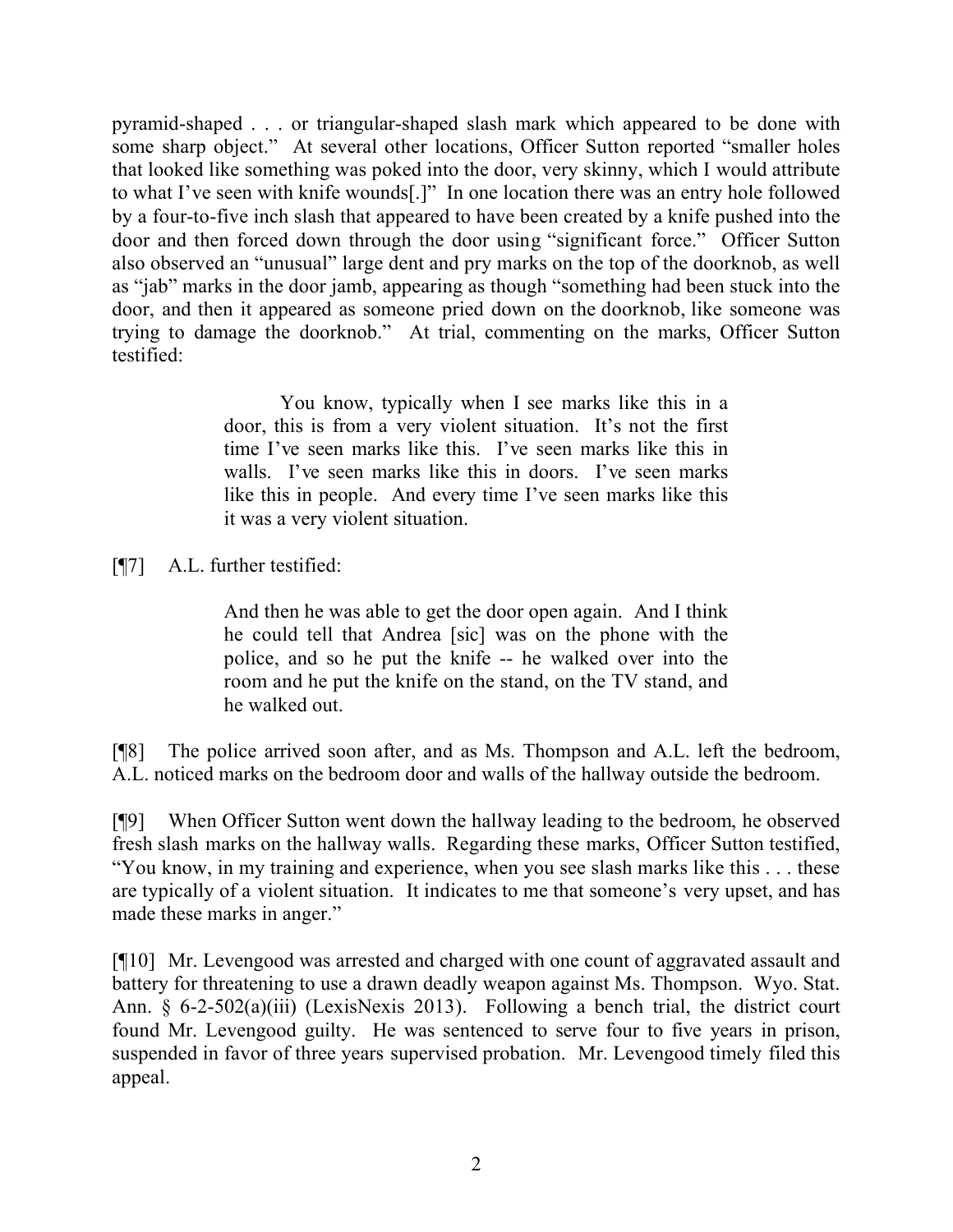pyramid-shaped . . . or triangular-shaped slash mark which appeared to be done with some sharp object." At several other locations, Officer Sutton reported "smaller holes that looked like something was poked into the door, very skinny, which I would attribute to what I've seen with knife wounds[.]" In one location there was an entry hole followed by a four-to-five inch slash that appeared to have been created by a knife pushed into the door and then forced down through the door using "significant force." Officer Sutton also observed an "unusual" large dent and pry marks on the top of the doorknob, as well as "jab" marks in the door jamb, appearing as though "something had been stuck into the door, and then it appeared as someone pried down on the doorknob, like someone was trying to damage the doorknob." At trial, commenting on the marks, Officer Sutton testified:

> You know, typically when I see marks like this in a door, this is from a very violent situation. It's not the first time I've seen marks like this. I've seen marks like this in walls. I've seen marks like this in doors. I've seen marks like this in people. And every time I've seen marks like this it was a very violent situation.

[¶7] A.L. further testified:

> And then he was able to get the door open again. And I think he could tell that Andrea [sic] was on the phone with the police, and so he put the knife -- he walked over into the room and he put the knife on the stand, on the TV stand, and he walked out.

[¶8] The police arrived soon after, and as Ms. Thompson and A.L. left the bedroom, A.L. noticed marks on the bedroom door and walls of the hallway outside the bedroom.

[¶9] When Officer Sutton went down the hallway leading to the bedroom, he observed fresh slash marks on the hallway walls. Regarding these marks, Officer Sutton testified, "You know, in my training and experience, when you see slash marks like this . . . these are typically of a violent situation. It indicates to me that someone's very upset, and has made these marks in anger."

[¶10] Mr. Levengood was arrested and charged with one count of aggravated assault and battery for threatening to use a drawn deadly weapon against Ms. Thompson. Wyo. Stat. Ann. § 6-2-502(a)(iii) (LexisNexis 2013). Following a bench trial, the district court found Mr. Levengood guilty. He was sentenced to serve four to five years in prison, suspended in favor of three years supervised probation. Mr. Levengood timely filed this appeal.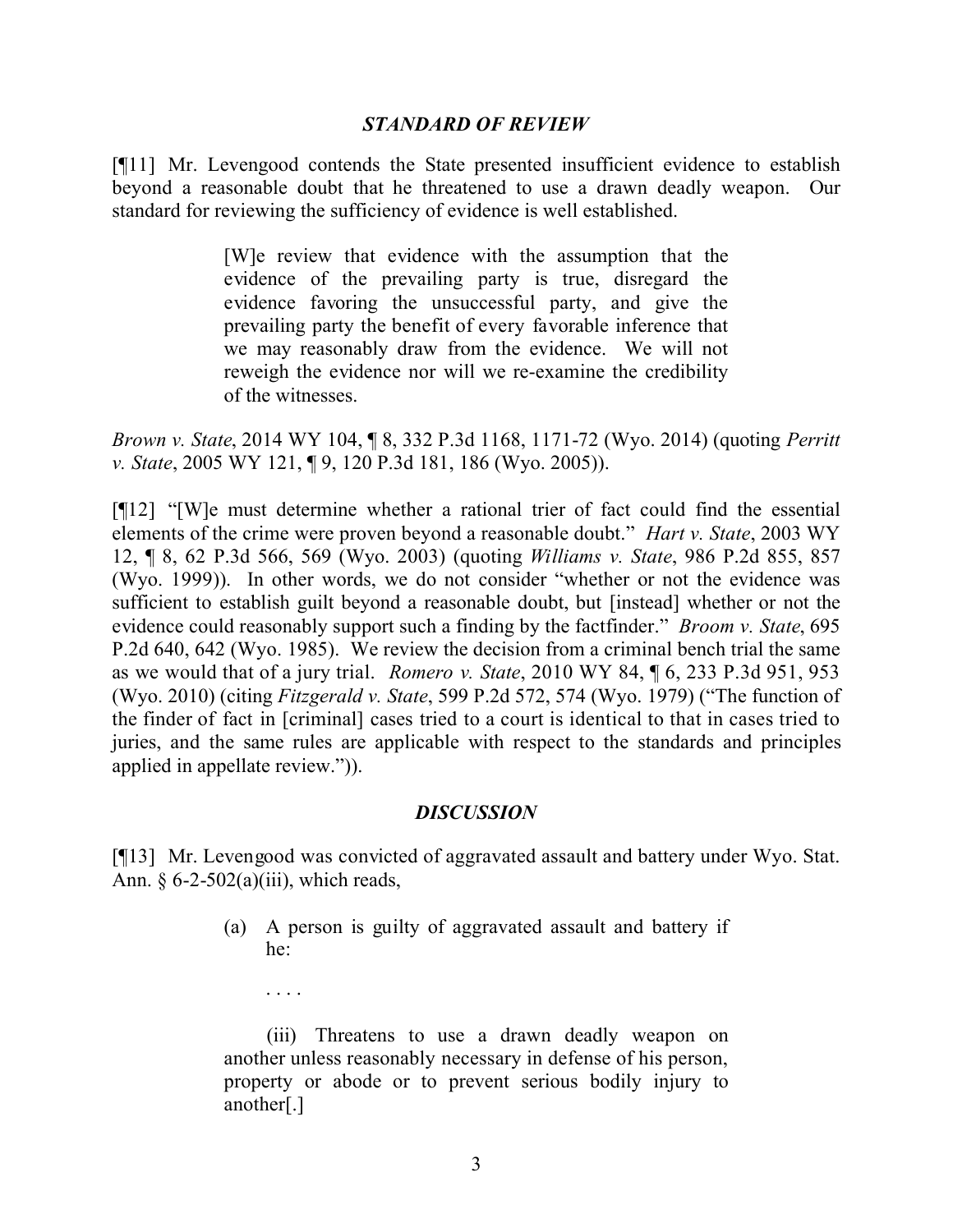### *STANDARD OF REVIEW*

[¶11] Mr. Levengood contends the State presented insufficient evidence to establish beyond a reasonable doubt that he threatened to use a drawn deadly weapon. Our standard for reviewing the sufficiency of evidence is well established.

> [W]e review that evidence with the assumption that the evidence of the prevailing party is true, disregard the evidence favoring the unsuccessful party, and give the prevailing party the benefit of every favorable inference that we may reasonably draw from the evidence. We will not reweigh the evidence nor will we re-examine the credibility of the witnesses.

*Brown v. State*, 2014 WY 104, ¶ 8, 332 P.3d 1168, 1171-72 (Wyo. 2014) (quoting *Perritt v. State*, 2005 WY 121, ¶ 9, 120 P.3d 181, 186 (Wyo. 2005)).

[¶12] "[W]e must determine whether a rational trier of fact could find the essential elements of the crime were proven beyond a reasonable doubt." *Hart v. State*, 2003 WY 12, ¶ 8, 62 P.3d 566, 569 (Wyo. 2003) (quoting *Williams v. State*, 986 P.2d 855, 857 (Wyo. 1999)). In other words, we do not consider "whether or not the evidence was sufficient to establish guilt beyond a reasonable doubt, but [instead] whether or not the evidence could reasonably support such a finding by the factfinder." *Broom v. State*, 695 P.2d 640, 642 (Wyo. 1985). We review the decision from a criminal bench trial the same as we would that of a jury trial. *Romero v. State*, 2010 WY 84, ¶ 6, 233 P.3d 951, 953 (Wyo. 2010) (citing *Fitzgerald v. State*, 599 P.2d 572, 574 (Wyo. 1979) ("The function of the finder of fact in [criminal] cases tried to a court is identical to that in cases tried to juries, and the same rules are applicable with respect to the standards and principles applied in appellate review.")).

### *DISCUSSION*

[¶13] Mr. Levengood was convicted of aggravated assault and battery under Wyo. Stat. Ann. § 6-2-502(a)(iii), which reads,

> (a) A person is guilty of aggravated assault and battery if he:
>
> . . . .
>
> (iii) Threatens to use a drawn deadly weapon on another unless reasonably necessary in defense of his person, property or abode or to prevent serious bodily injury to another[.]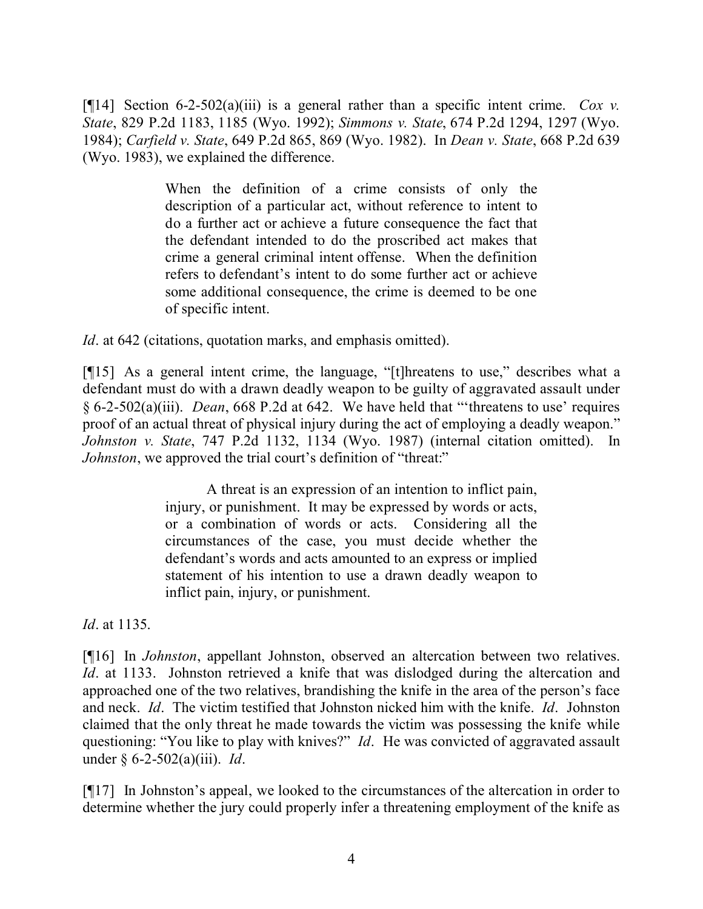[¶14] Section 6-2-502(a)(iii) is a general rather than a specific intent crime. *Cox v. State*, 829 P.2d 1183, 1185 (Wyo. 1992); *Simmons v. State*, 674 P.2d 1294, 1297 (Wyo. 1984); *Carfield v. State*, 649 P.2d 865, 869 (Wyo. 1982). In *Dean v. State*, 668 P.2d 639 (Wyo. 1983), we explained the difference.

> When the definition of a crime consists of only the description of a particular act, without reference to intent to do a further act or achieve a future consequence the fact that the defendant intended to do the proscribed act makes that crime a general criminal intent offense. When the definition refers to defendant's intent to do some further act or achieve some additional consequence, the crime is deemed to be one of specific intent.

*Id*. at 642 (citations, quotation marks, and emphasis omitted).

[¶15] As a general intent crime, the language, "[t]hreatens to use," describes what a defendant must do with a drawn deadly weapon to be guilty of aggravated assault under § 6-2-502(a)(iii). *Dean*, 668 P.2d at 642. We have held that "'threatens to use' requires proof of an actual threat of physical injury during the act of employing a deadly weapon." *Johnston v. State*, 747 P.2d 1132, 1134 (Wyo. 1987) (internal citation omitted). In *Johnston*, we approved the trial court's definition of "threat:"

> A threat is an expression of an intention to inflict pain, injury, or punishment. It may be expressed by words or acts, or a combination of words or acts. Considering all the circumstances of the case, you must decide whether the defendant's words and acts amounted to an express or implied statement of his intention to use a drawn deadly weapon to inflict pain, injury, or punishment.

*Id*. at 1135.

[¶16] In *Johnston*, appellant Johnston, observed an altercation between two relatives. *Id*. at 1133. Johnston retrieved a knife that was dislodged during the altercation and approached one of the two relatives, brandishing the knife in the area of the person's face and neck. *Id*. The victim testified that Johnston nicked him with the knife. *Id*. Johnston claimed that the only threat he made towards the victim was possessing the knife while questioning: "You like to play with knives?" *Id*. He was convicted of aggravated assault under § 6-2-502(a)(iii). *Id*.

[¶17] In Johnston's appeal, we looked to the circumstances of the altercation in order to determine whether the jury could properly infer a threatening employment of the knife as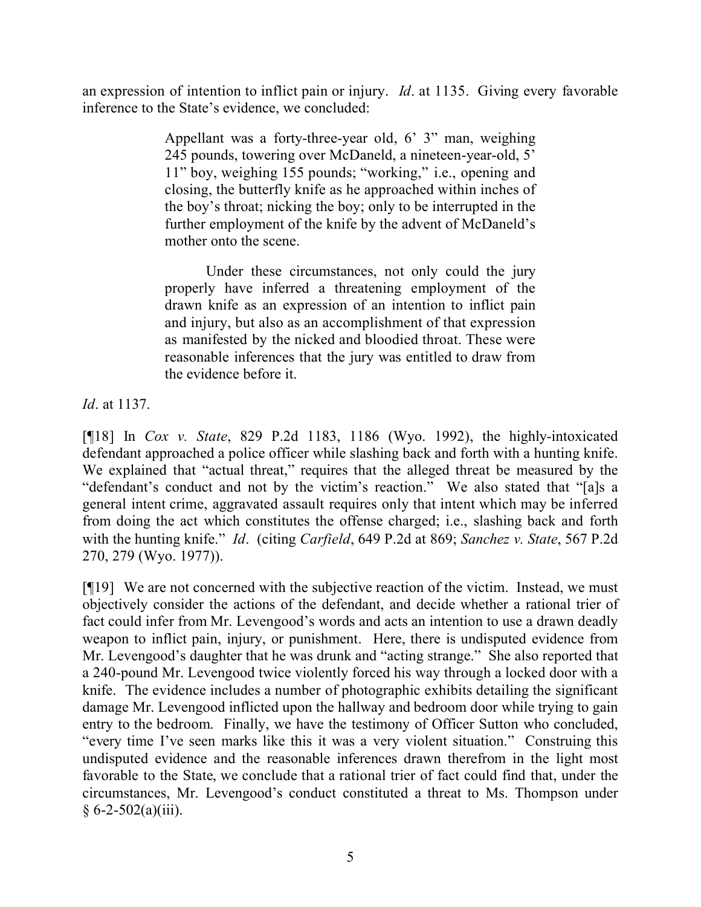an expression of intention to inflict pain or injury. *Id*. at 1135. Giving every favorable inference to the State's evidence, we concluded:

> Appellant was a forty-three-year old, 6' 3" man, weighing 245 pounds, towering over McDaneld, a nineteen-year-old, 5' 11" boy, weighing 155 pounds; "working," i.e., opening and closing, the butterfly knife as he approached within inches of the boy's throat; nicking the boy; only to be interrupted in the further employment of the knife by the advent of McDaneld's mother onto the scene.
>
> Under these circumstances, not only could the jury properly have inferred a threatening employment of the drawn knife as an expression of an intention to inflict pain and injury, but also as an accomplishment of that expression as manifested by the nicked and bloodied throat. These were reasonable inferences that the jury was entitled to draw from the evidence before it.

*Id*. at 1137.

[¶18] In *Cox v. State*, 829 P.2d 1183, 1186 (Wyo. 1992), the highly-intoxicated defendant approached a police officer while slashing back and forth with a hunting knife. We explained that "actual threat," requires that the alleged threat be measured by the "defendant's conduct and not by the victim's reaction." We also stated that "[a]s a general intent crime, aggravated assault requires only that intent which may be inferred from doing the act which constitutes the offense charged; i.e., slashing back and forth with the hunting knife." *Id*. (citing *Carfield*, 649 P.2d at 869; *Sanchez v. State*, 567 P.2d 270, 279 (Wyo. 1977)).

[¶19] We are not concerned with the subjective reaction of the victim. Instead, we must objectively consider the actions of the defendant, and decide whether a rational trier of fact could infer from Mr. Levengood's words and acts an intention to use a drawn deadly weapon to inflict pain, injury, or punishment. Here, there is undisputed evidence from Mr. Levengood's daughter that he was drunk and "acting strange." She also reported that a 240-pound Mr. Levengood twice violently forced his way through a locked door with a knife. The evidence includes a number of photographic exhibits detailing the significant damage Mr. Levengood inflicted upon the hallway and bedroom door while trying to gain entry to the bedroom. Finally, we have the testimony of Officer Sutton who concluded, "every time I've seen marks like this it was a very violent situation." Construing this undisputed evidence and the reasonable inferences drawn therefrom in the light most favorable to the State, we conclude that a rational trier of fact could find that, under the circumstances, Mr. Levengood's conduct constituted a threat to Ms. Thompson under § 6-2-502(a)(iii).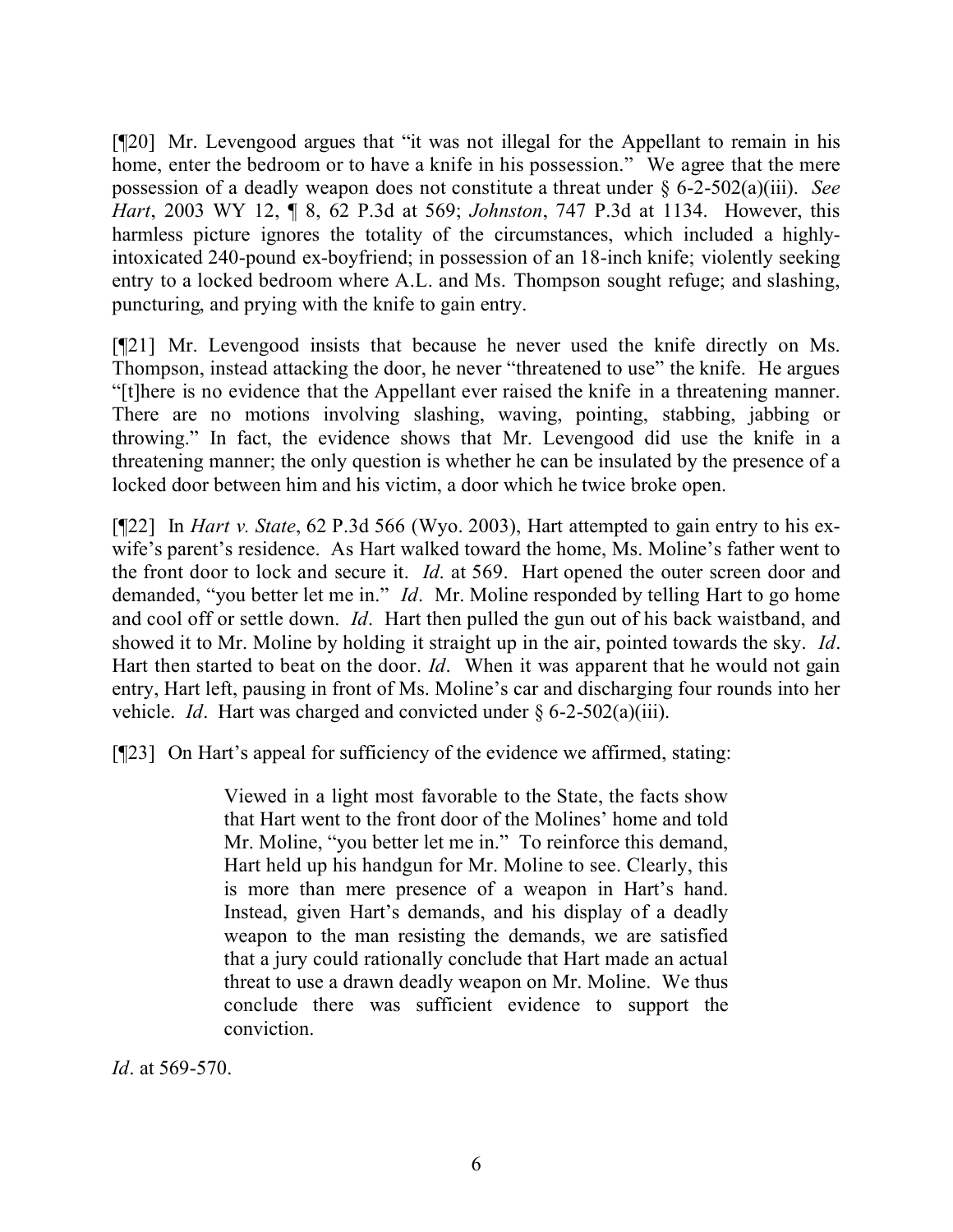[¶20] Mr. Levengood argues that "it was not illegal for the Appellant to remain in his home, enter the bedroom or to have a knife in his possession." We agree that the mere possession of a deadly weapon does not constitute a threat under § 6-2-502(a)(iii). *See Hart*, 2003 WY 12, ¶ 8, 62 P.3d at 569; *Johnston*, 747 P.3d at 1134. However, this harmless picture ignores the totality of the circumstances, which included a highly-intoxicated 240-pound ex-boyfriend; in possession of an 18-inch knife; violently seeking entry to a locked bedroom where A.L. and Ms. Thompson sought refuge; and slashing, puncturing, and prying with the knife to gain entry.

[¶21] Mr. Levengood insists that because he never used the knife directly on Ms. Thompson, instead attacking the door, he never "threatened to use" the knife. He argues "[t]here is no evidence that the Appellant ever raised the knife in a threatening manner. There are no motions involving slashing, waving, pointing, stabbing, jabbing or throwing." In fact, the evidence shows that Mr. Levengood did use the knife in a threatening manner; the only question is whether he can be insulated by the presence of a locked door between him and his victim, a door which he twice broke open.

[¶22] In *Hart v. State*, 62 P.3d 566 (Wyo. 2003), Hart attempted to gain entry to his ex-wife's parent's residence. As Hart walked toward the home, Ms. Moline's father went to the front door to lock and secure it. *Id*. at 569. Hart opened the outer screen door and demanded, "you better let me in." *Id*. Mr. Moline responded by telling Hart to go home and cool off or settle down. *Id*. Hart then pulled the gun out of his back waistband, and showed it to Mr. Moline by holding it straight up in the air, pointed towards the sky. *Id*. Hart then started to beat on the door. *Id*. When it was apparent that he would not gain entry, Hart left, pausing in front of Ms. Moline's car and discharging four rounds into her vehicle. *Id*. Hart was charged and convicted under § 6-2-502(a)(iii).

[¶23] On Hart's appeal for sufficiency of the evidence we affirmed, stating:

> Viewed in a light most favorable to the State, the facts show that Hart went to the front door of the Molines' home and told Mr. Moline, "you better let me in." To reinforce this demand, Hart held up his handgun for Mr. Moline to see. Clearly, this is more than mere presence of a weapon in Hart's hand. Instead, given Hart's demands, and his display of a deadly weapon to the man resisting the demands, we are satisfied that a jury could rationally conclude that Hart made an actual threat to use a drawn deadly weapon on Mr. Moline. We thus conclude there was sufficient evidence to support the conviction.

*Id*. at 569-570.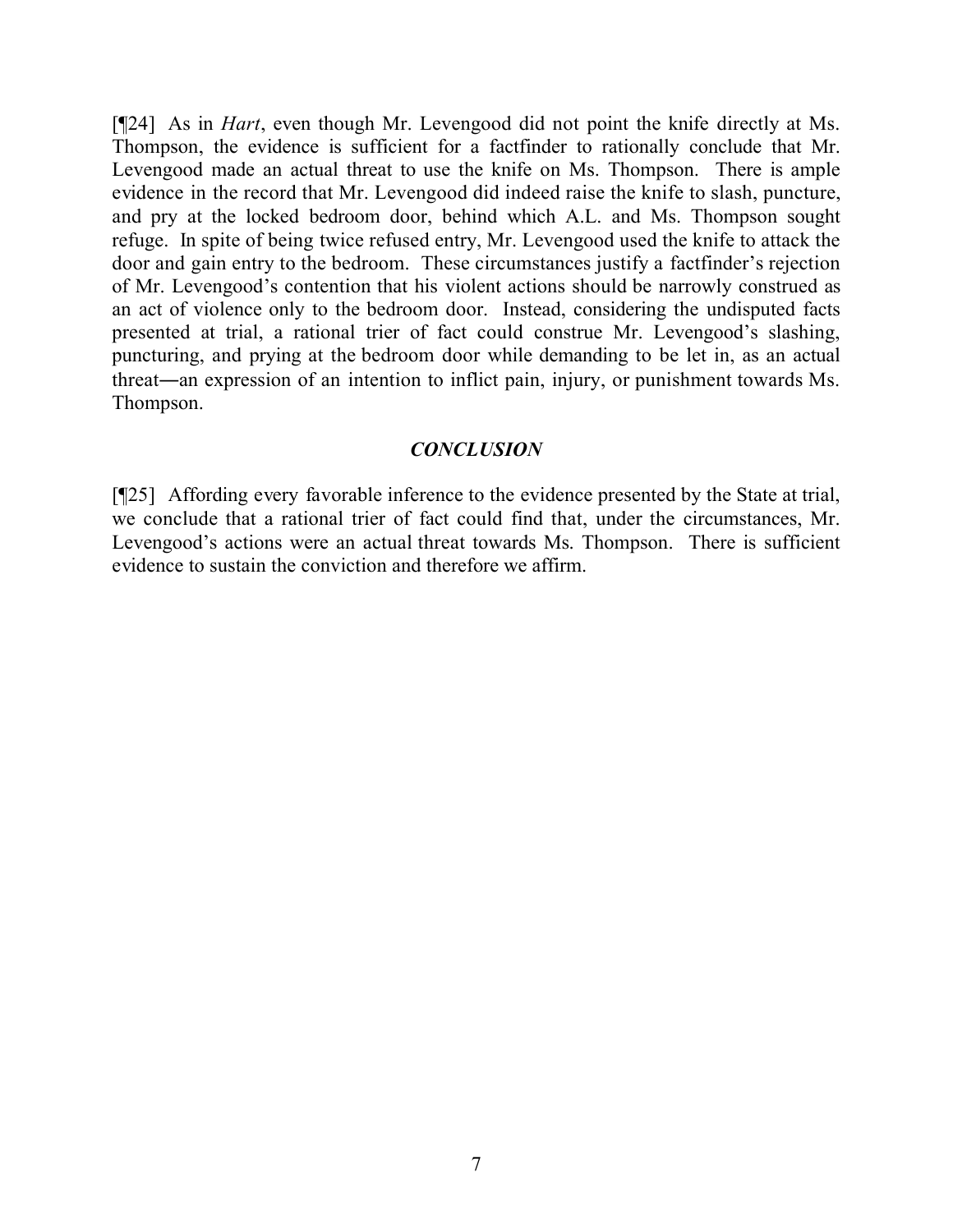[¶24] As in *Hart*, even though Mr. Levengood did not point the knife directly at Ms. Thompson, the evidence is sufficient for a factfinder to rationally conclude that Mr. Levengood made an actual threat to use the knife on Ms. Thompson. There is ample evidence in the record that Mr. Levengood did indeed raise the knife to slash, puncture, and pry at the locked bedroom door, behind which A.L. and Ms. Thompson sought refuge. In spite of being twice refused entry, Mr. Levengood used the knife to attack the door and gain entry to the bedroom. These circumstances justify a factfinder's rejection of Mr. Levengood's contention that his violent actions should be narrowly construed as an act of violence only to the bedroom door. Instead, considering the undisputed facts presented at trial, a rational trier of fact could construe Mr. Levengood's slashing, puncturing, and prying at the bedroom door while demanding to be let in, as an actual threat―an expression of an intention to inflict pain, injury, or punishment towards Ms. Thompson.

## *CONCLUSION*

[¶25] Affording every favorable inference to the evidence presented by the State at trial, we conclude that a rational trier of fact could find that, under the circumstances, Mr. Levengood's actions were an actual threat towards Ms. Thompson. There is sufficient evidence to sustain the conviction and therefore we affirm.